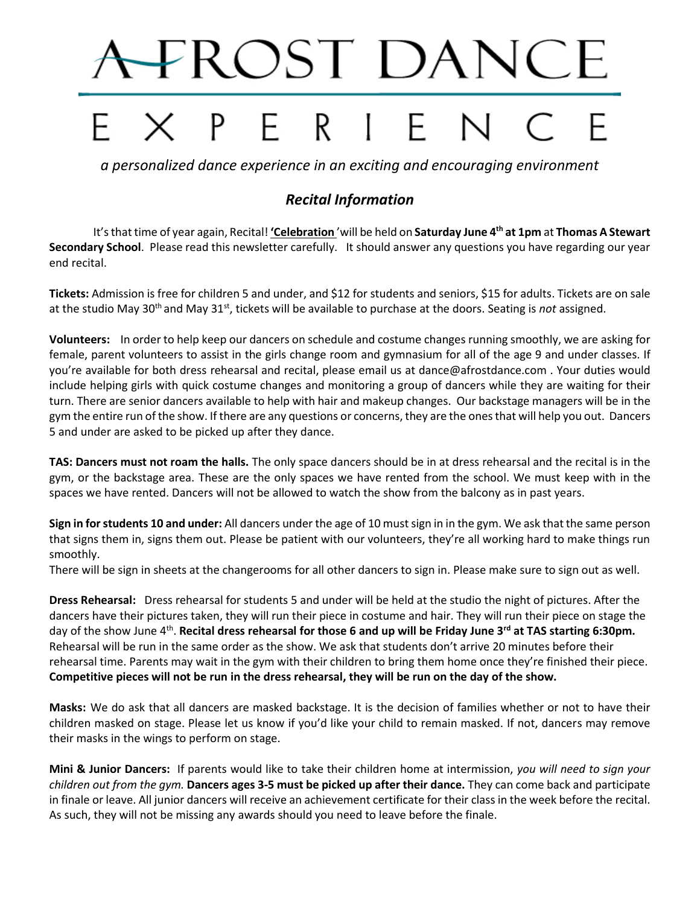// AFROST DANCE

# A FROST DANCE EXPERIENCE

*a personalized dance experience in an exciting and encouraging environment*

## *Recital Information*

It's that time of year again, Recital! **'Celebration'** will be held on **Saturday June 4th at 1pm** at **Thomas A Stewart Secondary School**. Please read this newsletter carefully. It should answer any questions you have regarding our year end recital.

**Tickets:** Admission is free for children 5 and under, and $12 for students and seniors, $15 for adults. Tickets are on sale at the studio May 30th and May 31st, tickets will be available to purchase at the doors. Seating is *not* assigned.

**Volunteers:** In order to help keep our dancers on schedule and costume changes running smoothly, we are asking for female, parent volunteers to assist in the girls change room and gymnasium for all of the age 9 and under classes. If you're available for both dress rehearsal and recital, please email us at dance@afrostdance.com . Your duties would include helping girls with quick costume changes and monitoring a group of dancers while they are waiting for their turn. There are senior dancers available to help with hair and makeup changes. Our backstage managers will be in the gym the entire run of the show. If there are any questions or concerns, they are the ones that will help you out. Dancers 5 and under are asked to be picked up after they dance.

**TAS: Dancers must not roam the halls.** The only space dancers should be in at dress rehearsal and the recital is in the gym, or the backstage area. These are the only spaces we have rented from the school. We must keep with in the spaces we have rented. Dancers will not be allowed to watch the show from the balcony as in past years.

**Sign in for students 10 and under:** All dancers under the age of 10 must sign in in the gym. We ask that the same person that signs them in, signs them out. Please be patient with our volunteers, they're all working hard to make things run smoothly.

There will be sign in sheets at the changerooms for all other dancers to sign in. Please make sure to sign out as well.

**Dress Rehearsal:** Dress rehearsal for students 5 and under will be held at the studio the night of pictures. After the dancers have their pictures taken, they will run their piece in costume and hair. They will run their piece on stage the day of the show June 4th. **Recital dress rehearsal for those 6 and up will be Friday June 3rd at TAS starting 6:30pm.** Rehearsal will be run in the same order as the show. We ask that students don't arrive 20 minutes before their rehearsal time. Parents may wait in the gym with their children to bring them home once they're finished their piece. **Competitive pieces will not be run in the dress rehearsal, they will be run on the day of the show.**

**Masks:** We do ask that all dancers are masked backstage. It is the decision of families whether or not to have their children masked on stage. Please let us know if you'd like your child to remain masked. If not, dancers may remove their masks in the wings to perform on stage.

**Mini & Junior Dancers:** If parents would like to take their children home at intermission, *you will need to sign your children out from the gym.* **Dancers ages 3-5 must be picked up after their dance.** They can come back and participate in finale or leave. All junior dancers will receive an achievement certificate for their class in the week before the recital. As such, they will not be missing any awards should you need to leave before the finale.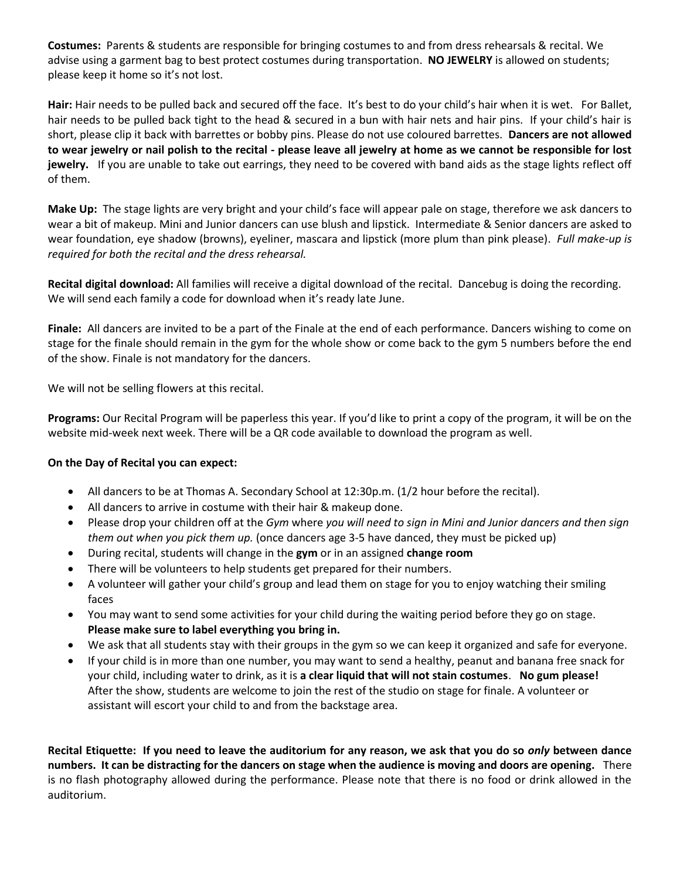**Costumes:** Parents & students are responsible for bringing costumes to and from dress rehearsals & recital. We advise using a garment bag to best protect costumes during transportation. **NO JEWELRY** is allowed on students; please keep it home so it's not lost.

**Hair:** Hair needs to be pulled back and secured off the face. It's best to do your child's hair when it is wet. For Ballet, hair needs to be pulled back tight to the head & secured in a bun with hair nets and hair pins. If your child's hair is short, please clip it back with barrettes or bobby pins. Please do not use coloured barrettes. **Dancers are not allowed to wear jewelry or nail polish to the recital - please leave all jewelry at home as we cannot be responsible for lost jewelry.** If you are unable to take out earrings, they need to be covered with band aids as the stage lights reflect off of them.

**Make Up:** The stage lights are very bright and your child's face will appear pale on stage, therefore we ask dancers to wear a bit of makeup. Mini and Junior dancers can use blush and lipstick. Intermediate & Senior dancers are asked to wear foundation, eye shadow (browns), eyeliner, mascara and lipstick (more plum than pink please). *Full make-up is required for both the recital and the dress rehearsal.*

**Recital digital download:** All families will receive a digital download of the recital. Dancebug is doing the recording. We will send each family a code for download when it's ready late June.

**Finale:** All dancers are invited to be a part of the Finale at the end of each performance. Dancers wishing to come on stage for the finale should remain in the gym for the whole show or come back to the gym 5 numbers before the end of the show. Finale is not mandatory for the dancers.

We will not be selling flowers at this recital.

**Programs:** Our Recital Program will be paperless this year. If you'd like to print a copy of the program, it will be on the website mid-week next week. There will be a QR code available to download the program as well.

**On the Day of Recital you can expect:**

- All dancers to be at Thomas A. Secondary School at 12:30p.m. (1/2 hour before the recital).
- All dancers to arrive in costume with their hair & makeup done.
- Please drop your children off at the *Gym* where *you will need to sign in Mini and Junior dancers and then sign them out when you pick them up.* (once dancers age 3-5 have danced, they must be picked up)
- During recital, students will change in the **gym** or in an assigned **change room**
- There will be volunteers to help students get prepared for their numbers.
- A volunteer will gather your child's group and lead them on stage for you to enjoy watching their smiling faces
- You may want to send some activities for your child during the waiting period before they go on stage. **Please make sure to label everything you bring in.**
- We ask that all students stay with their groups in the gym so we can keep it organized and safe for everyone.
- If your child is in more than one number, you may want to send a healthy, peanut and banana free snack for your child, including water to drink, as it is **a clear liquid that will not stain costumes**. **No gum please!** After the show, students are welcome to join the rest of the studio on stage for finale. A volunteer or assistant will escort your child to and from the backstage area.

**Recital Etiquette: If you need to leave the auditorium for any reason, we ask that you do so *only* between dance numbers. It can be distracting for the dancers on stage when the audience is moving and doors are opening.** There is no flash photography allowed during the performance. Please note that there is no food or drink allowed in the auditorium.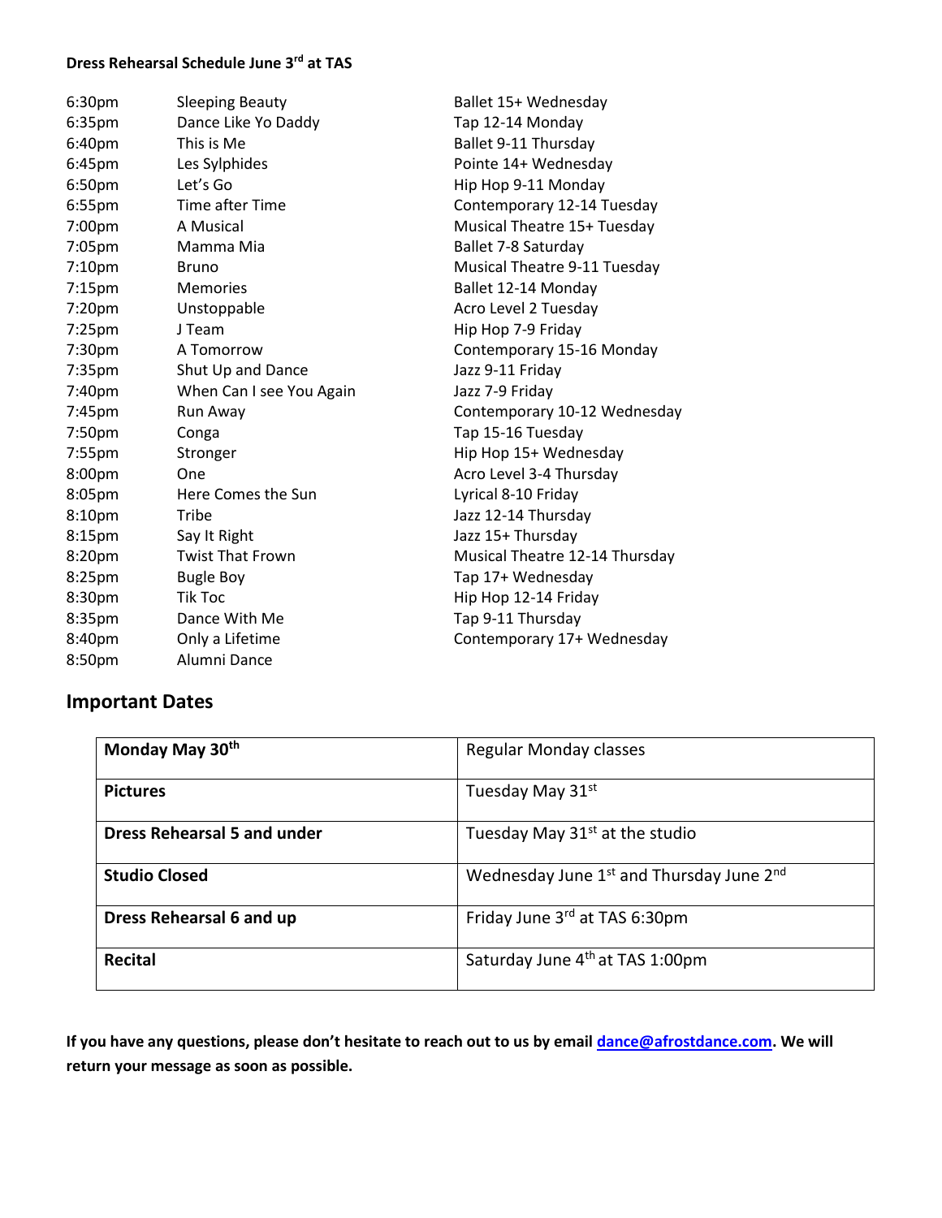**Dress Rehearsal Schedule June 3rd at TAS**

| | | |
|---|---|---|
| 6:30pm | Sleeping Beauty | Ballet 15+ Wednesday |
| 6:35pm | Dance Like Yo Daddy | Tap 12-14 Monday |
| 6:40pm | This is Me | Ballet 9-11 Thursday |
| 6:45pm | Les Sylphides | Pointe 14+ Wednesday |
| 6:50pm | Let's Go | Hip Hop 9-11 Monday |
| 6:55pm | Time after Time | Contemporary 12-14 Tuesday |
| 7:00pm | A Musical | Musical Theatre 15+ Tuesday |
| 7:05pm | Mamma Mia | Ballet 7-8 Saturday |
| 7:10pm | Bruno | Musical Theatre 9-11 Tuesday |
| 7:15pm | Memories | Ballet 12-14 Monday |
| 7:20pm | Unstoppable | Acro Level 2 Tuesday |
| 7:25pm | J Team | Hip Hop 7-9 Friday |
| 7:30pm | A Tomorrow | Contemporary 15-16 Monday |
| 7:35pm | Shut Up and Dance | Jazz 9-11 Friday |
| 7:40pm | When Can I see You Again | Jazz 7-9 Friday |
| 7:45pm | Run Away | Contemporary 10-12 Wednesday |
| 7:50pm | Conga | Tap 15-16 Tuesday |
| 7:55pm | Stronger | Hip Hop 15+ Wednesday |
| 8:00pm | One | Acro Level 3-4 Thursday |
| 8:05pm | Here Comes the Sun | Lyrical 8-10 Friday |
| 8:10pm | Tribe | Jazz 12-14 Thursday |
| 8:15pm | Say It Right | Jazz 15+ Thursday |
| 8:20pm | Twist That Frown | Musical Theatre 12-14 Thursday |
| 8:25pm | Bugle Boy | Tap 17+ Wednesday |
| 8:30pm | Tik Toc | Hip Hop 12-14 Friday |
| 8:35pm | Dance With Me | Tap 9-11 Thursday |
| 8:40pm | Only a Lifetime | Contemporary 17+ Wednesday |
| 8:50pm | Alumni Dance | |

## Important Dates

| | |
|---|---|
| **Monday May 30th** | Regular Monday classes |
| **Pictures** | Tuesday May 31st |
| **Dress Rehearsal 5 and under** | Tuesday May 31st at the studio |
| **Studio Closed** | Wednesday June 1st and Thursday June 2nd |
| **Dress Rehearsal 6 and up** | Friday June 3rd at TAS 6:30pm |
| **Recital** | Saturday June 4th at TAS 1:00pm |

**If you have any questions, please don't hesitate to reach out to us by email dance@afrostdance.com. We will return your message as soon as possible.**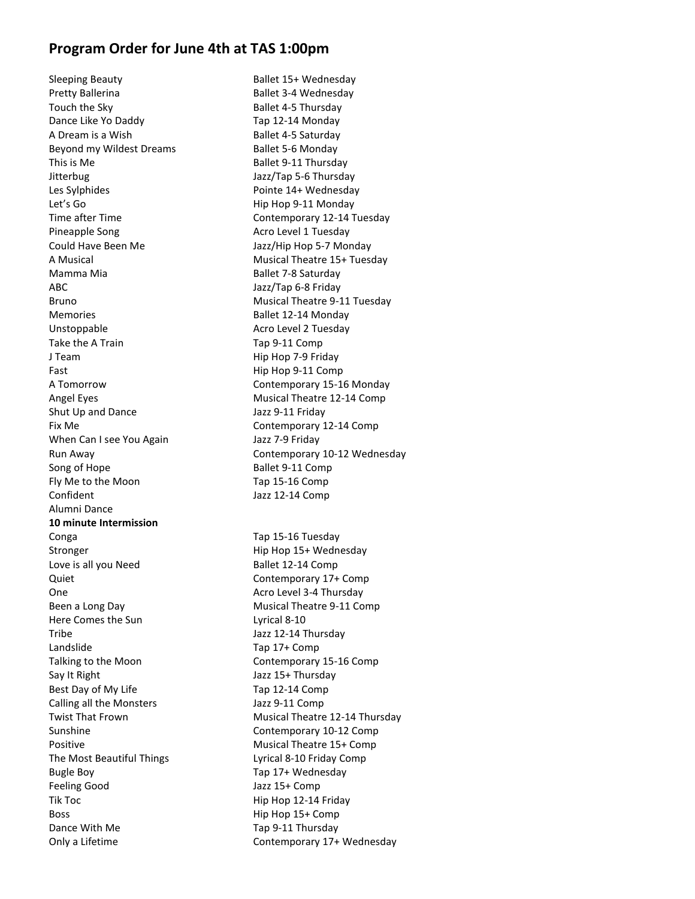# Program Order for June 4th at TAS 1:00pm

| | |
|---|---|
| Sleeping Beauty | Ballet 15+ Wednesday |
| Pretty Ballerina | Ballet 3-4 Wednesday |
| Touch the Sky | Ballet 4-5 Thursday |
| Dance Like Yo Daddy | Tap 12-14 Monday |
| A Dream is a Wish | Ballet 4-5 Saturday |
| Beyond my Wildest Dreams | Ballet 5-6 Monday |
| This is Me | Ballet 9-11 Thursday |
| Jitterbug | Jazz/Tap 5-6 Thursday |
| Les Sylphides | Pointe 14+ Wednesday |
| Let's Go | Hip Hop 9-11 Monday |
| Time after Time | Contemporary 12-14 Tuesday |
| Pineapple Song | Acro Level 1 Tuesday |
| Could Have Been Me | Jazz/Hip Hop 5-7 Monday |
| A Musical | Musical Theatre 15+ Tuesday |
| Mamma Mia | Ballet 7-8 Saturday |
| ABC | Jazz/Tap 6-8 Friday |
| Bruno | Musical Theatre 9-11 Tuesday |
| Memories | Ballet 12-14 Monday |
| Unstoppable | Acro Level 2 Tuesday |
| Take the A Train | Tap 9-11 Comp |
| J Team | Hip Hop 7-9 Friday |
| Fast | Hip Hop 9-11 Comp |
| A Tomorrow | Contemporary 15-16 Monday |
| Angel Eyes | Musical Theatre 12-14 Comp |
| Shut Up and Dance | Jazz 9-11 Friday |
| Fix Me | Contemporary 12-14 Comp |
| When Can I see You Again | Jazz 7-9 Friday |
| Run Away | Contemporary 10-12 Wednesday |
| Song of Hope | Ballet 9-11 Comp |
| Fly Me to the Moon | Tap 15-16 Comp |
| Confident | Jazz 12-14 Comp |
| Alumni Dance | |
| **10 minute Intermission** | |
| Conga | Tap 15-16 Tuesday |
| Stronger | Hip Hop 15+ Wednesday |
| Love is all you Need | Ballet 12-14 Comp |
| Quiet | Contemporary 17+ Comp |
| One | Acro Level 3-4 Thursday |
| Been a Long Day | Musical Theatre 9-11 Comp |
| Here Comes the Sun | Lyrical 8-10 |
| Tribe | Jazz 12-14 Thursday |
| Landslide | Tap 17+ Comp |
| Talking to the Moon | Contemporary 15-16 Comp |
| Say It Right | Jazz 15+ Thursday |
| Best Day of My Life | Tap 12-14 Comp |
| Calling all the Monsters | Jazz 9-11 Comp |
| Twist That Frown | Musical Theatre 12-14 Thursday |
| Sunshine | Contemporary 10-12 Comp |
| Positive | Musical Theatre 15+ Comp |
| The Most Beautiful Things | Lyrical 8-10 Friday Comp |
| Bugle Boy | Tap 17+ Wednesday |
| Feeling Good | Jazz 15+ Comp |
| Tik Toc | Hip Hop 12-14 Friday |
| Boss | Hip Hop 15+ Comp |
| Dance With Me | Tap 9-11 Thursday |
| Only a Lifetime | Contemporary 17+ Wednesday |